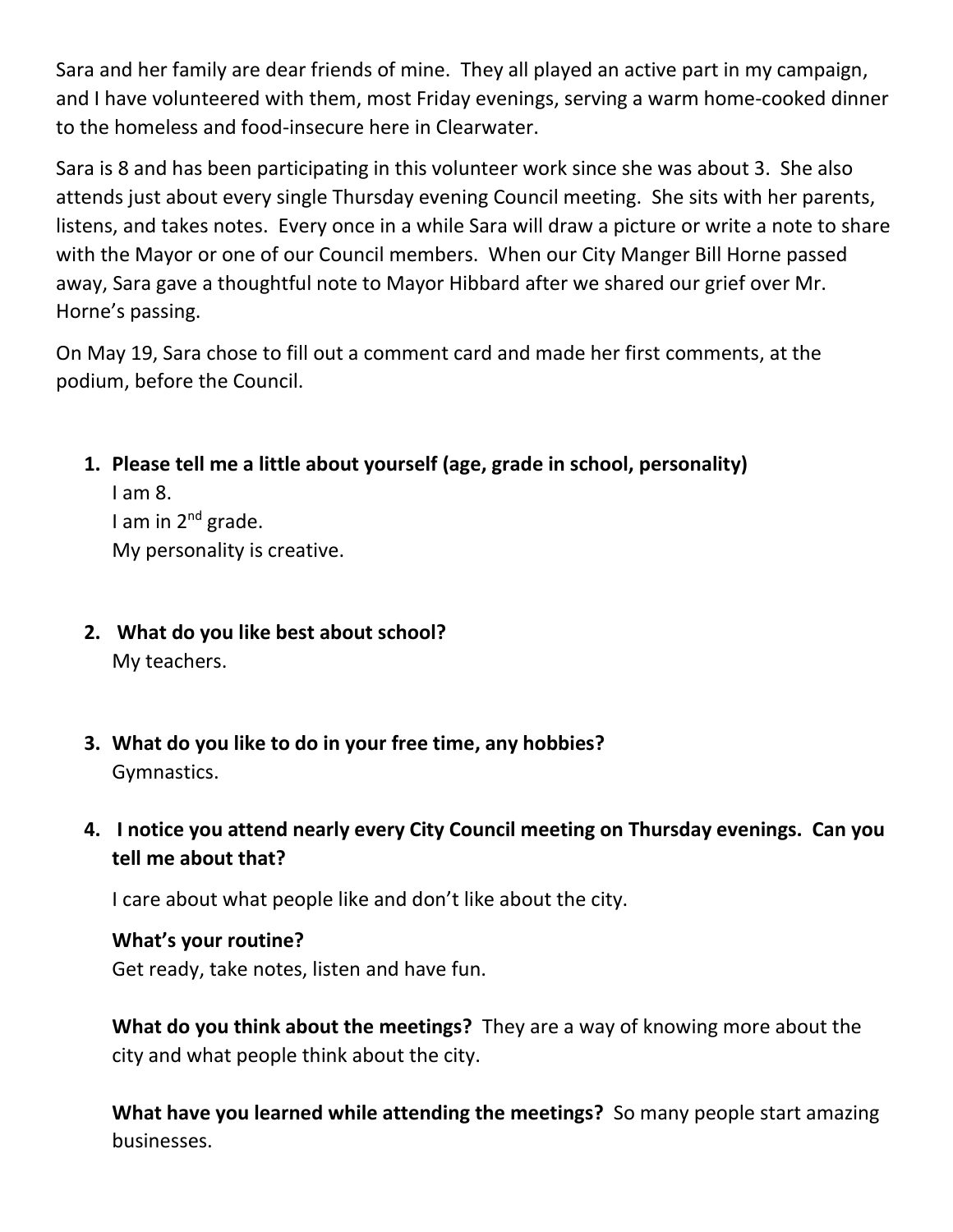Sara and her family are dear friends of mine. They all played an active part in my campaign, and I have volunteered with them, most Friday evenings, serving a warm home-cooked dinner to the homeless and food-insecure here in Clearwater.

Sara is 8 and has been participating in this volunteer work since she was about 3. She also attends just about every single Thursday evening Council meeting. She sits with her parents, listens, and takes notes. Every once in a while Sara will draw a picture or write a note to share with the Mayor or one of our Council members. When our City Manger Bill Horne passed away, Sara gave a thoughtful note to Mayor Hibbard after we shared our grief over Mr. Horne's passing.

On May 19, Sara chose to fill out a comment card and made her first comments, at the podium, before the Council.

1. **Please tell me a little about yourself (age, grade in school, personality)**
   I am 8.
   I am in 2nd grade.
   My personality is creative.

2. **What do you like best about school?**
   My teachers.

3. **What do you like to do in your free time, any hobbies?**
   Gymnastics.

4. **I notice you attend nearly every City Council meeting on Thursday evenings. Can you tell me about that?**

   I care about what people like and don't like about the city.

   **What's your routine?**
   Get ready, take notes, listen and have fun.

   **What do you think about the meetings?** They are a way of knowing more about the city and what people think about the city.

   **What have you learned while attending the meetings?** So many people start amazing businesses.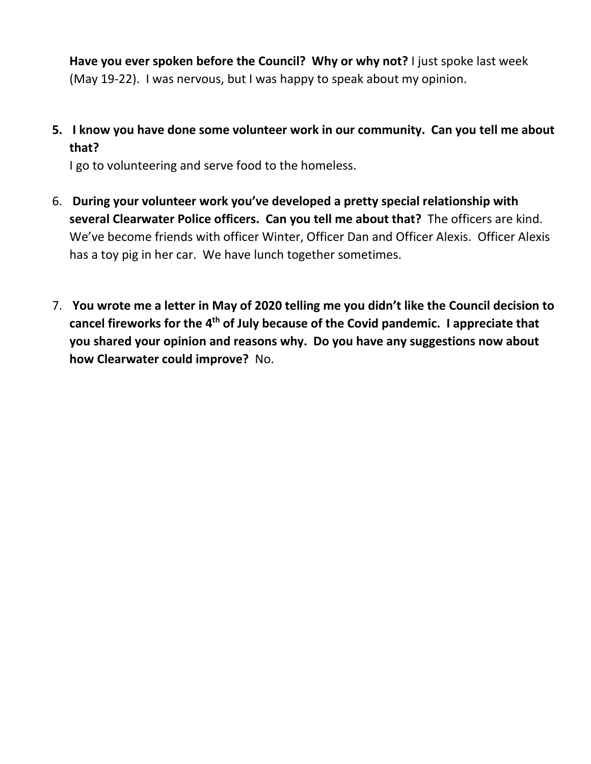**Have you ever spoken before the Council? Why or why not?** I just spoke last week (May 19-22). I was nervous, but I was happy to speak about my opinion.

5. **I know you have done some volunteer work in our community. Can you tell me about that?**
   I go to volunteering and serve food to the homeless.

6. **During your volunteer work you've developed a pretty special relationship with several Clearwater Police officers. Can you tell me about that?** The officers are kind. We've become friends with officer Winter, Officer Dan and Officer Alexis. Officer Alexis has a toy pig in her car. We have lunch together sometimes.

7. **You wrote me a letter in May of 2020 telling me you didn't like the Council decision to cancel fireworks for the 4th of July because of the Covid pandemic. I appreciate that you shared your opinion and reasons why. Do you have any suggestions now about how Clearwater could improve?** No.